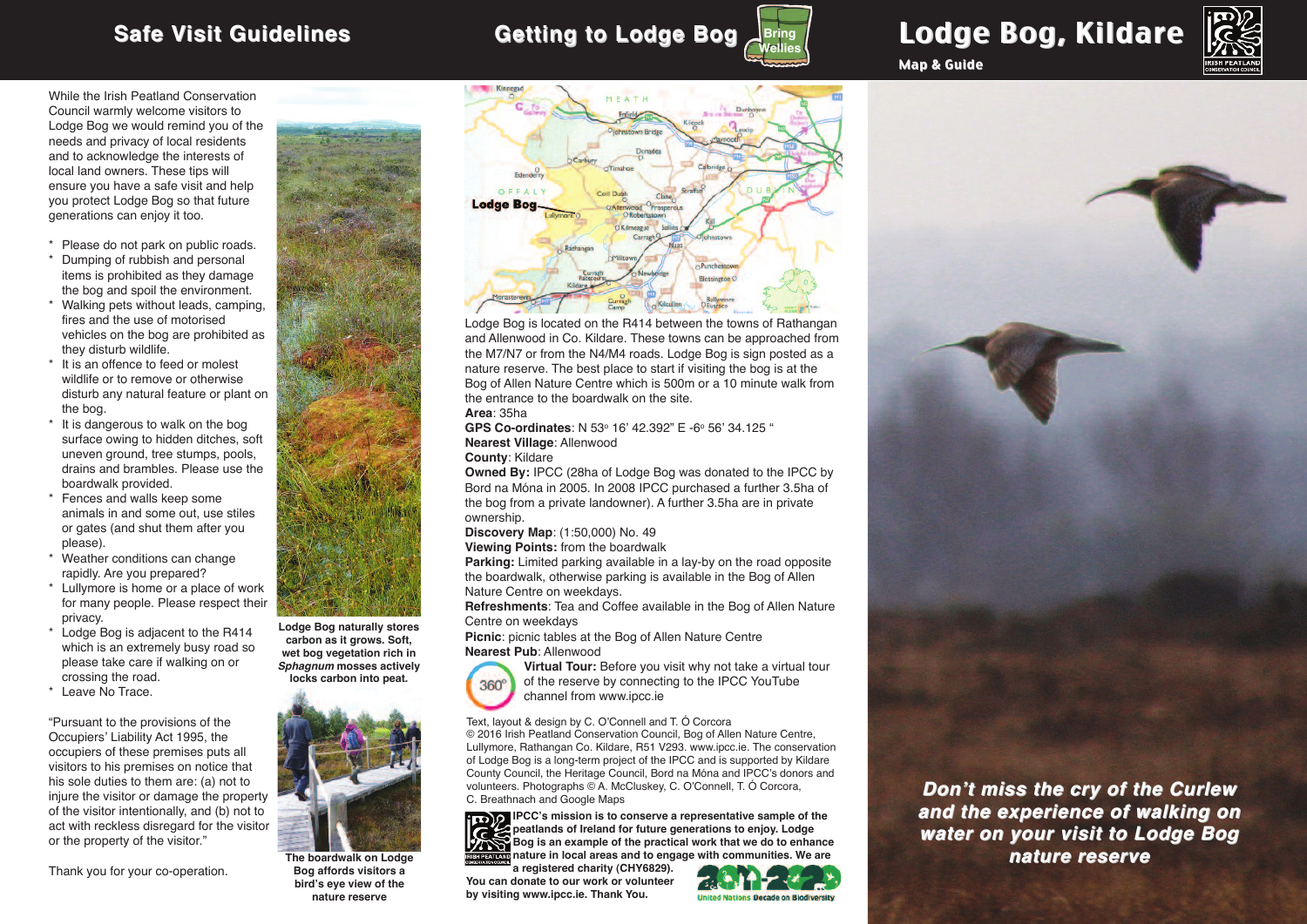# Lodge Bog, Kildare

Map & Guide

## Safe Visit Guidelines

While the Irish Peatland Conservation Council warmly welcome visitors to Lodge Bog we would remind you of the needs and privacy of local residents and to acknowledge the interests of local land owners. These tips will ensure you have a safe visit and help you protect Lodge Bog so that future generations can enjoy it too.

* Please do not park on public roads.
* Dumping of rubbish and personal items is prohibited as they damage the bog and spoil the environment.
* Walking pets without leads, camping, fires and the use of motorised vehicles on the bog are prohibited as they disturb wildlife.
* It is an offence to feed or molest wildlife or to remove or otherwise disturb any natural feature or plant on the bog.
* It is dangerous to walk on the bog surface owing to hidden ditches, soft uneven ground, tree stumps, pools, drains and brambles. Please use the boardwalk provided.
* Fences and walls keep some animals in and some out, use stiles or gates (and shut them after you please).
* Weather conditions can change rapidly. Are you prepared?
* Lullymore is home or a place of work for many people. Please respect their privacy.
* Lodge Bog is adjacent to the R414 which is an extremely busy road so please take care if walking on or crossing the road.
* Leave No Trace.

"Pursuant to the provisions of the Occupiers' Liability Act 1995, the occupiers of these premises puts all visitors to his premises on notice that his sole duties to them are: (a) not to injure the visitor or damage the property of the visitor intentionally, and (b) not to act with reckless disregard for the visitor or the property of the visitor."

Thank you for your co-operation.

**Lodge Bog naturally stores carbon as it grows. Soft, wet bog vegetation rich in *Sphagnum* mosses actively locks carbon into peat.**

**The boardwalk on Lodge Bog affords visitors a bird's eye view of the nature reserve**

## Getting to Lodge Bog

Bring Wellies

Lodge Bog is located on the R414 between the towns of Rathangan and Allenwood in Co. Kildare. These towns can be approached from the M7/N7 or from the N4/M4 roads. Lodge Bog is sign posted as a nature reserve. The best place to start if visiting the bog is at the Bog of Allen Nature Centre which is 500m or a 10 minute walk from the entrance to the boardwalk on the site.

**Area**: 35ha
**GPS Co-ordinates**: N 53º 16' 42.392" E -6º 56' 34.125 "
**Nearest Village**: Allenwood
**County**: Kildare
**Owned By:** IPCC (28ha of Lodge Bog was donated to the IPCC by Bord na Móna in 2005. In 2008 IPCC purchased a further 3.5ha of the bog from a private landowner). A further 3.5ha are in private ownership.
**Discovery Map**: (1:50,000) No. 49
**Viewing Points:** from the boardwalk
**Parking:** Limited parking available in a lay-by on the road opposite the boardwalk, otherwise parking is available in the Bog of Allen Nature Centre on weekdays.
**Refreshments**: Tea and Coffee available in the Bog of Allen Nature Centre on weekdays
**Picnic**: picnic tables at the Bog of Allen Nature Centre
**Nearest Pub**: Allenwood
**Virtual Tour:** Before you visit why not take a virtual tour of the reserve by connecting to the IPCC YouTube channel from www.ipcc.ie

Text, layout & design by C. O'Connell and T. Ó Corcora
© 2016 Irish Peatland Conservation Council, Bog of Allen Nature Centre, Lullymore, Rathangan Co. Kildare, R51 V293. www.ipcc.ie. The conservation of Lodge Bog is a long-term project of the IPCC and is supported by Kildare County Council, the Heritage Council, Bord na Móna and IPCC's donors and volunteers. Photographs © A. McCluskey, C. O'Connell, T. Ó Corcora, C. Breathnach and Google Maps

**IPCC's mission is to conserve a representative sample of the peatlands of Ireland for future generations to enjoy. Lodge Bog is an example of the practical work that we do to enhance nature in local areas and to engage with communities. We are a registered charity (CHY6829). You can donate to our work or volunteer by visiting www.ipcc.ie. Thank You.**

2011-2020 United Nations Decade on Biodiversity

***Don't miss the cry of the Curlew and the experience of walking on water on your visit to Lodge Bog nature reserve***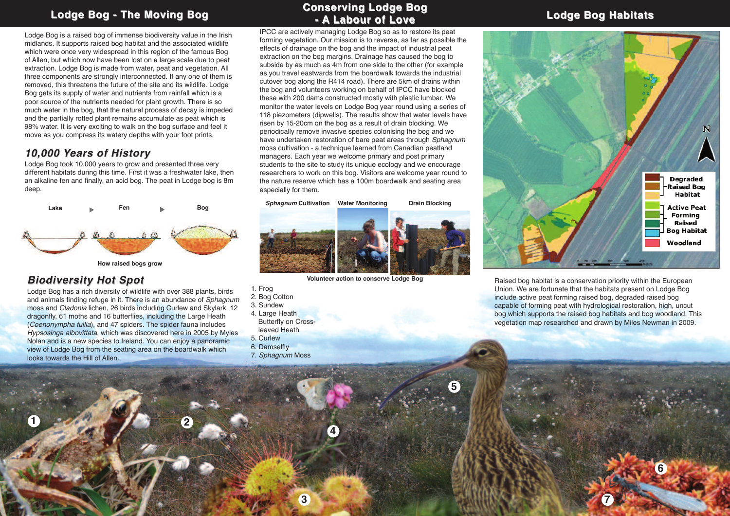## Lodge Bog - The Moving Bog

Lodge Bog is a raised bog of immense biodiversity value in the Irish midlands. It supports raised bog habitat and the associated wildlife which were once very widespread in this region of the famous Bog of Allen, but which now have been lost on a large scale due to peat extraction. Lodge Bog is made from water, peat and vegetation. All three components are strongly interconnected. If any one of them is removed, this threatens the future of the site and its wildlife. Lodge Bog gets its supply of water and nutrients from rainfall which is a poor source of the nutrients needed for plant growth. There is so much water in the bog, that the natural process of decay is impeded and the partially rotted plant remains accumulate as peat which is 98% water. It is very exciting to walk on the bog surface and feel it move as you compress its watery depths with your foot prints.

### 10,000 Years of History

Lodge Bog took 10,000 years to grow and presented three very different habitats during this time. First it was a freshwater lake, then an alkaline fen and finally, an acid bog. The peat in Lodge bog is 8m deep.

Lake ▸ Fen ▸ Bog

How raised bogs grow

### Biodiversity Hot Spot

Lodge Bog has a rich diversity of wildlife with over 388 plants, birds and animals finding refuge in it. There is an abundance of *Sphagnum* moss and *Cladonia* lichen, 26 birds including Curlew and Skylark, 12 dragonfly, 61 moths and 16 butterflies, including the Large Heath (*Coenonympha tullia*), and 47 spiders. The spider fauna includes *Hypsosinga albovittata*, which was discovered here in 2005 by Myles Nolan and is a new species to Ireland. You can enjoy a panoramic view of Lodge Bog from the seating area on the boardwalk which looks towards the Hill of Allen.

## Conserving Lodge Bog - A Labour of Love

IPCC are actively managing Lodge Bog so as to restore its peat forming vegetation. Our mission is to reverse, as far as possible the effects of drainage on the bog and the impact of industrial peat extraction on the bog margins. Drainage has caused the bog to subside by as much as 4m from one side to the other (for example as you travel eastwards from the boardwalk towards the industrial cutover bog along the R414 road). There are 5km of drains within the bog and volunteers working on behalf of IPCC have blocked these with 200 dams constructed mostly with plastic lumbar. We monitor the water levels on Lodge Bog year round using a series of 118 piezometers (dipwells). The results show that water levels have risen by 15-20cm on the bog as a result of drain blocking. We periodically remove invasive species colonising the bog and we have undertaken restoration of bare peat areas through *Sphagnum* moss cultivation - a technique learned from Canadian peatland managers. Each year we welcome primary and post primary students to the site to study its unique ecology and we encourage researchers to work on this bog. Visitors are welcome year round to the nature reserve which has a 100m boardwalk and seating area especially for them.

*Sphagnum* Cultivation | Water Monitoring | Drain Blocking

Volunteer action to conserve Lodge Bog

1. Frog
2. Bog Cotton
3. Sundew
4. Large Heath Butterfly on Cross-leaved Heath
5. Curlew
6. Damselfly
7. *Sphagnum* Moss

## Lodge Bog Habitats

N

Degraded Raised Bog Habitat

Active Peat Forming Raised Bog Habitat

Woodland

Raised bog habitat is a conservation priority within the European Union. We are fortunate that the habitats present on Lodge Bog include active peat forming raised bog, degraded raised bog capable of forming peat with hydrological restoration, high, uncut bog which supports the raised bog habitats and bog woodland. This vegetation map researched and drawn by Miles Newman in 2009.